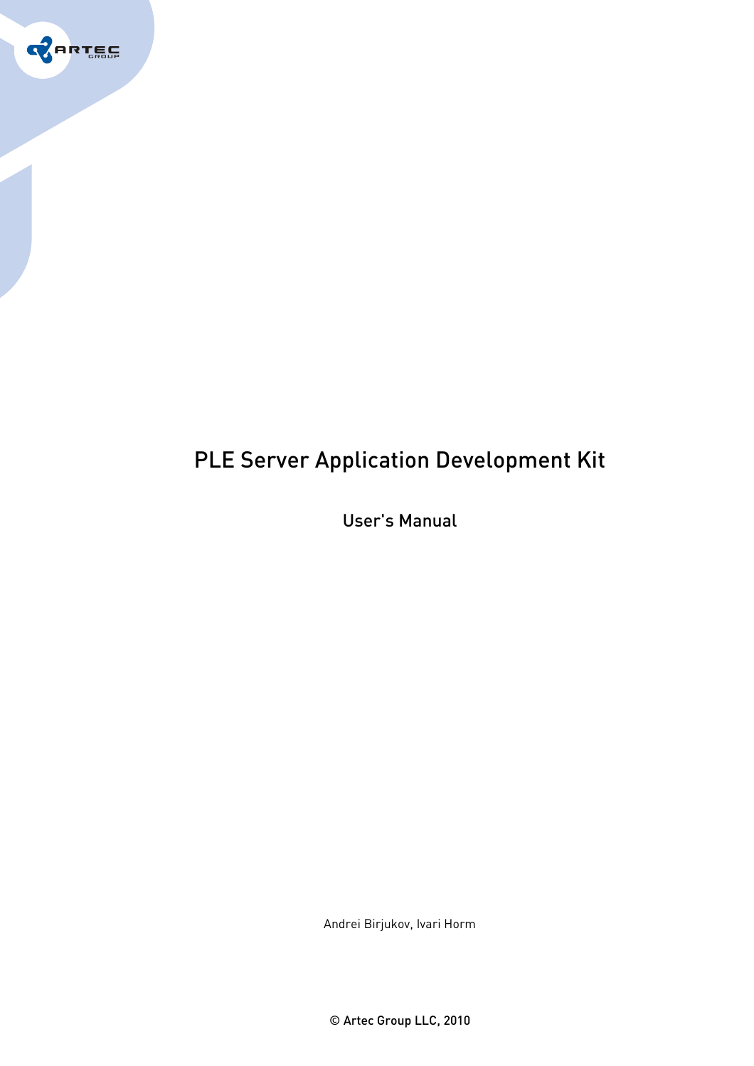# PLE Server Application Development Kit

## User's Manual

Andrei Birjukov, Ivari Horm

© Artec Group LLC, 2010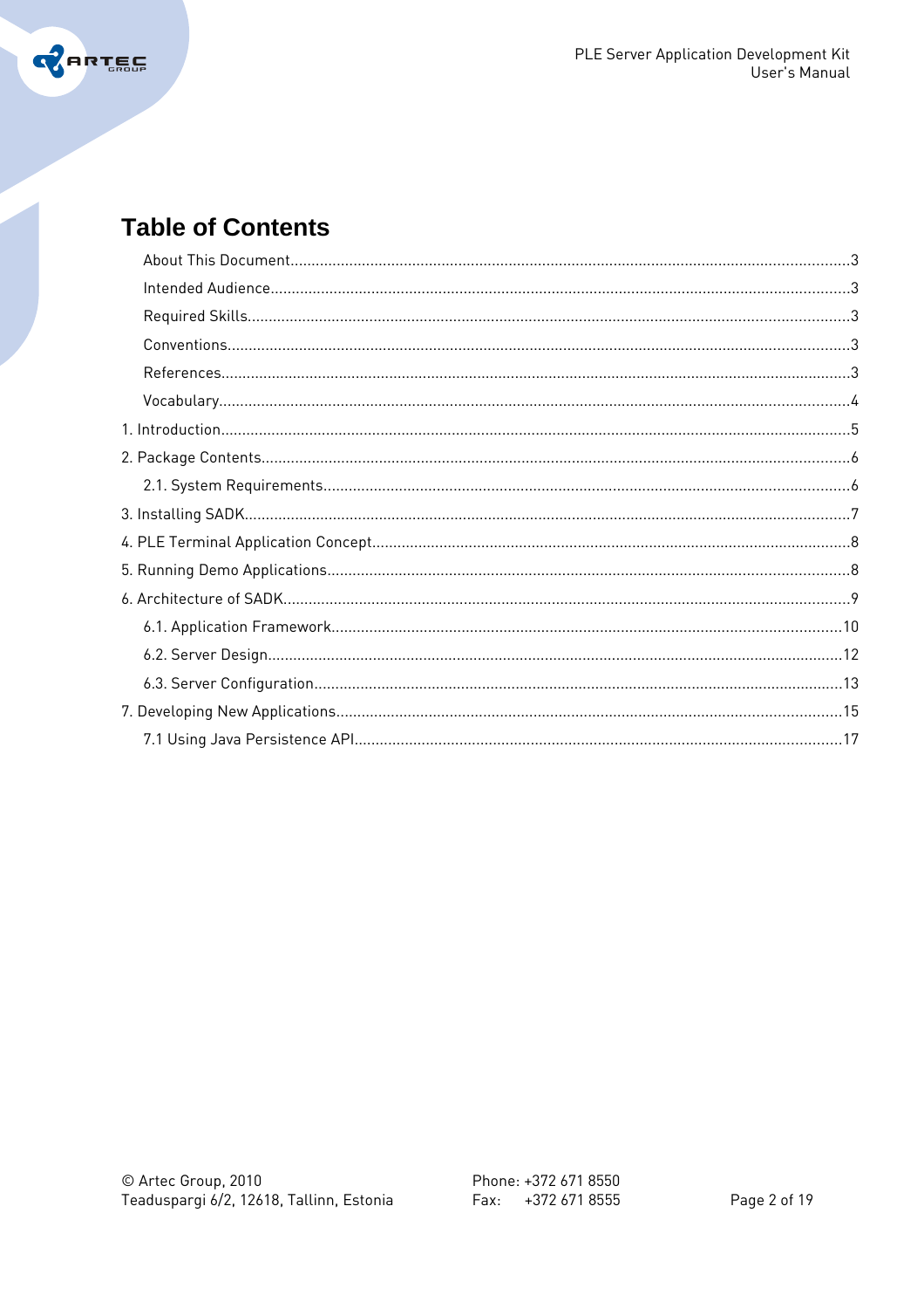# Table of Contents

- About This Document ....... 3
- Intended Audience ....... 3
- Required Skills ....... 3
- Conventions ....... 3
- References ....... 3
- Vocabulary ....... 4

1. Introduction ....... 5
2. Package Contents ....... 6
   - 2.1. System Requirements ....... 6
3. Installing SADK ....... 7
4. PLE Terminal Application Concept ....... 8
5. Running Demo Applications ....... 8
6. Architecture of SADK ....... 9
   - 6.1. Application Framework ....... 10
   - 6.2. Server Design ....... 12
   - 6.3. Server Configuration ....... 13
7. Developing New Applications ....... 15
   - 7.1 Using Java Persistence API ....... 17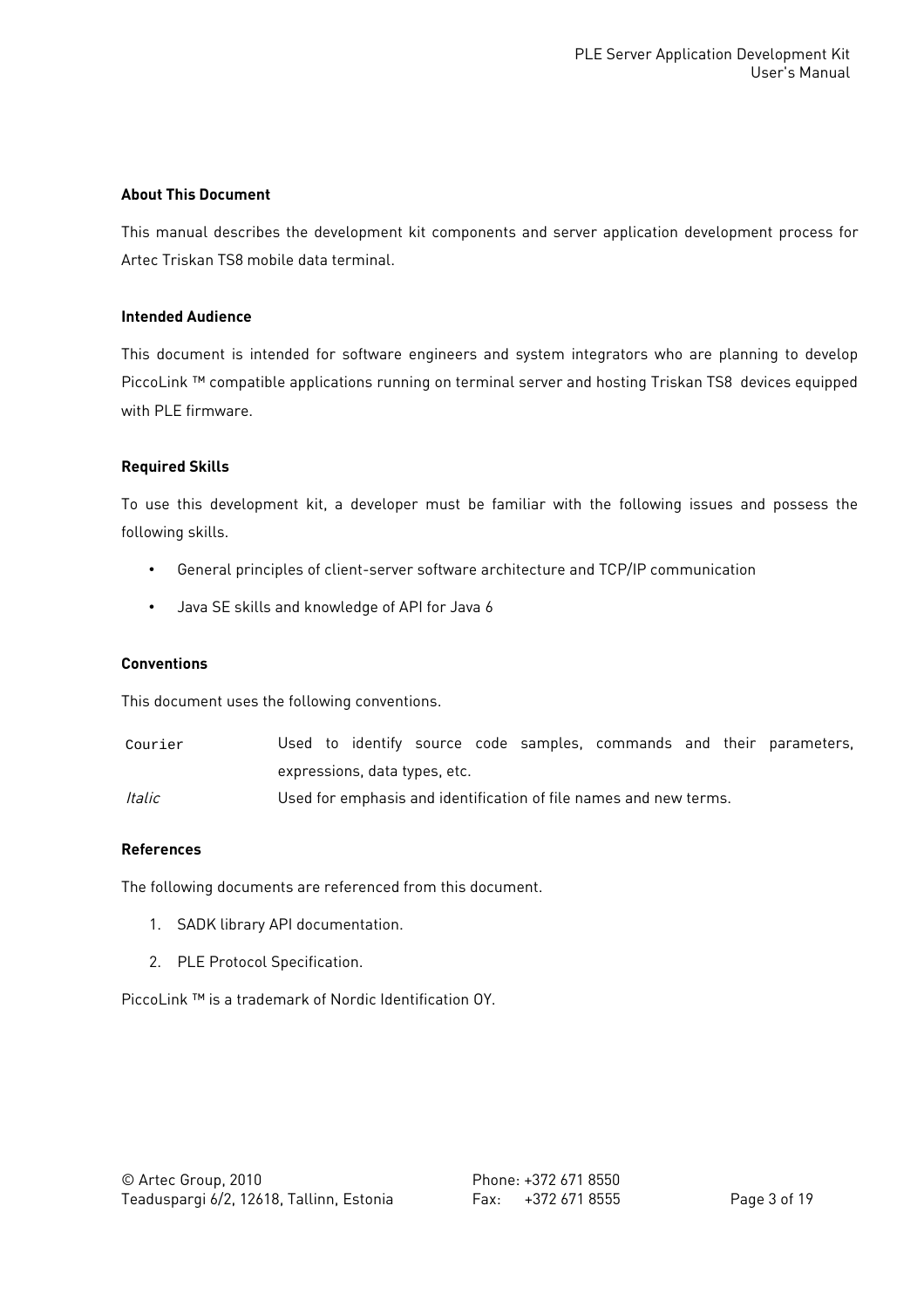**About This Document**

This manual describes the development kit components and server application development process for Artec Triskan TS8 mobile data terminal.

**Intended Audience**

This document is intended for software engineers and system integrators who are planning to develop PiccoLink ™ compatible applications running on terminal server and hosting Triskan TS8 devices equipped with PLE firmware.

**Required Skills**

To use this development kit, a developer must be familiar with the following issues and possess the following skills.

- General principles of client-server software architecture and TCP/IP communication
- Java SE skills and knowledge of API for Java 6

**Conventions**

This document uses the following conventions.

| | |
|---|---|
| `Courier` | Used to identify source code samples, commands and their parameters, expressions, data types, etc. |
| *Italic* | Used for emphasis and identification of file names and new terms. |

**References**

The following documents are referenced from this document.

1. SADK library API documentation.
2. PLE Protocol Specification.

PiccoLink ™ is a trademark of Nordic Identification OY.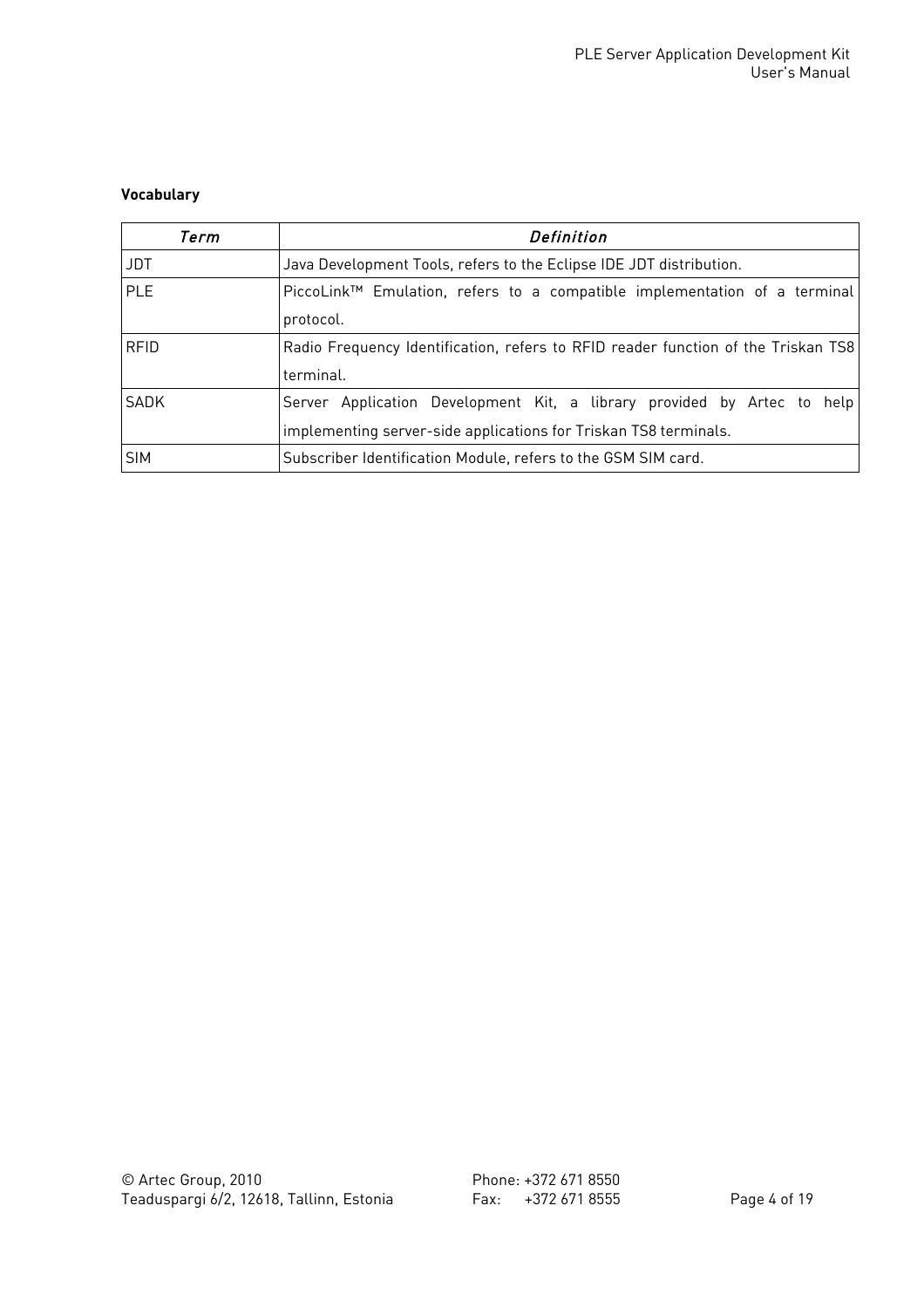**Vocabulary**

| *Term* | *Definition* |
|---|---|
| JDT | Java Development Tools, refers to the Eclipse IDE JDT distribution. |
| PLE | PiccoLink™ Emulation, refers to a compatible implementation of a terminal protocol. |
| RFID | Radio Frequency Identification, refers to RFID reader function of the Triskan TS8 terminal. |
| SADK | Server Application Development Kit, a library provided by Artec to help implementing server-side applications for Triskan TS8 terminals. |
| SIM | Subscriber Identification Module, refers to the GSM SIM card. |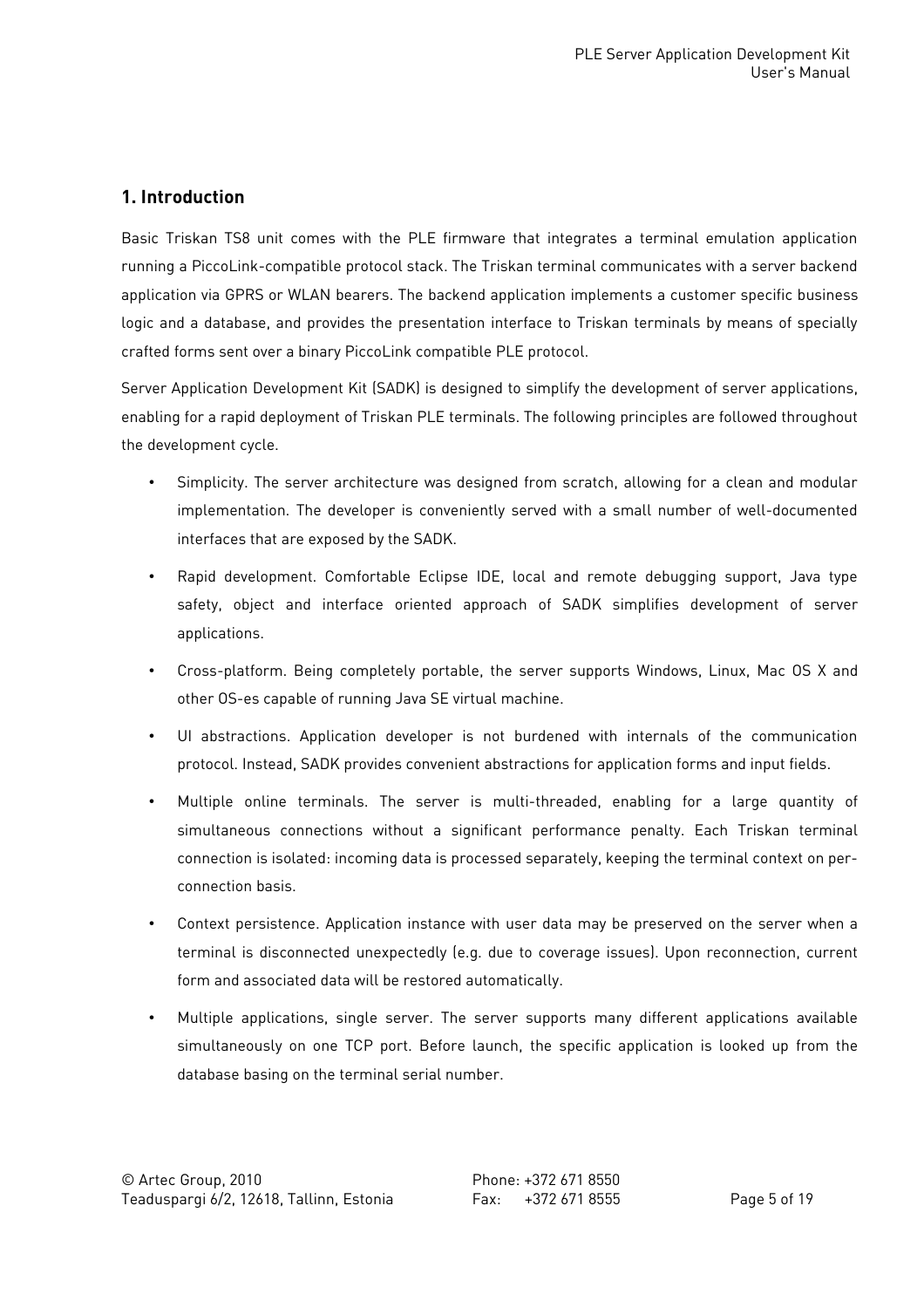## 1. Introduction

Basic Triskan TS8 unit comes with the PLE firmware that integrates a terminal emulation application running a PiccoLink-compatible protocol stack. The Triskan terminal communicates with a server backend application via GPRS or WLAN bearers. The backend application implements a customer specific business logic and a database, and provides the presentation interface to Triskan terminals by means of specially crafted forms sent over a binary PiccoLink compatible PLE protocol.

Server Application Development Kit (SADK) is designed to simplify the development of server applications, enabling for a rapid deployment of Triskan PLE terminals. The following principles are followed throughout the development cycle.

- Simplicity. The server architecture was designed from scratch, allowing for a clean and modular implementation. The developer is conveniently served with a small number of well-documented interfaces that are exposed by the SADK.
- Rapid development. Comfortable Eclipse IDE, local and remote debugging support, Java type safety, object and interface oriented approach of SADK simplifies development of server applications.
- Cross-platform. Being completely portable, the server supports Windows, Linux, Mac OS X and other OS-es capable of running Java SE virtual machine.
- UI abstractions. Application developer is not burdened with internals of the communication protocol. Instead, SADK provides convenient abstractions for application forms and input fields.
- Multiple online terminals. The server is multi-threaded, enabling for a large quantity of simultaneous connections without a significant performance penalty. Each Triskan terminal connection is isolated: incoming data is processed separately, keeping the terminal context on per-connection basis.
- Context persistence. Application instance with user data may be preserved on the server when a terminal is disconnected unexpectedly (e.g. due to coverage issues). Upon reconnection, current form and associated data will be restored automatically.
- Multiple applications, single server. The server supports many different applications available simultaneously on one TCP port. Before launch, the specific application is looked up from the database basing on the terminal serial number.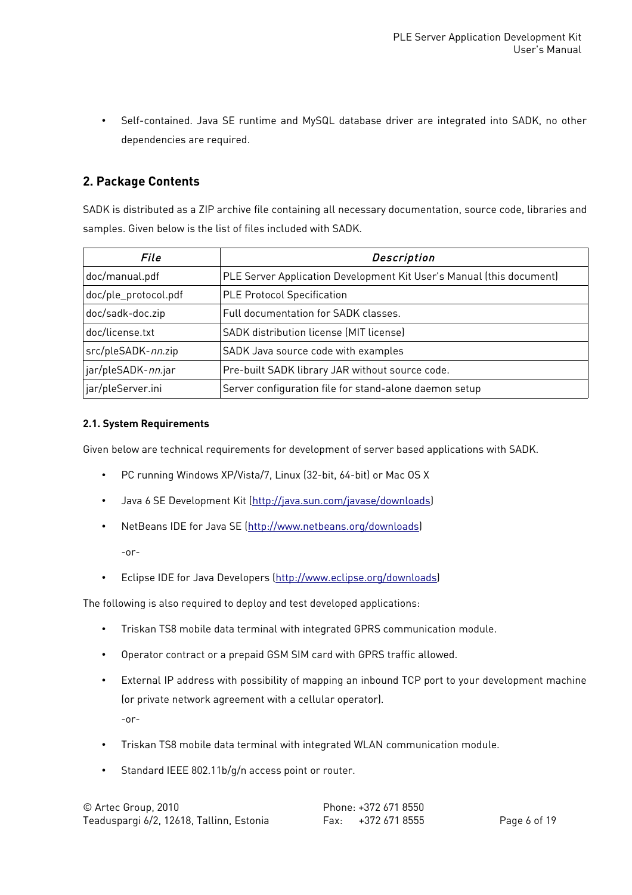- Self-contained. Java SE runtime and MySQL database driver are integrated into SADK, no other dependencies are required.

## 2. Package Contents

SADK is distributed as a ZIP archive file containing all necessary documentation, source code, libraries and samples. Given below is the list of files included with SADK.

| *File* | *Description* |
|---|---|
| doc/manual.pdf | PLE Server Application Development Kit User's Manual (this document) |
| doc/ple_protocol.pdf | PLE Protocol Specification |
| doc/sadk-doc.zip | Full documentation for SADK classes. |
| doc/license.txt | SADK distribution license (MIT license) |
| src/pleSADK-*nn*.zip | SADK Java source code with examples |
| jar/pleSADK-*nn*.jar | Pre-built SADK library JAR without source code. |
| jar/pleServer.ini | Server configuration file for stand-alone daemon setup |

### 2.1. System Requirements

Given below are technical requirements for development of server based applications with SADK.

- PC running Windows XP/Vista/7, Linux (32-bit, 64-bit) or Mac OS X
- Java 6 SE Development Kit (http://java.sun.com/javase/downloads)
- NetBeans IDE for Java SE (http://www.netbeans.org/downloads)

  -or-

- Eclipse IDE for Java Developers (http://www.eclipse.org/downloads)

The following is also required to deploy and test developed applications:

- Triskan TS8 mobile data terminal with integrated GPRS communication module.
- Operator contract or a prepaid GSM SIM card with GPRS traffic allowed.
- External IP address with possibility of mapping an inbound TCP port to your development machine (or private network agreement with a cellular operator).

  -or-

- Triskan TS8 mobile data terminal with integrated WLAN communication module.
- Standard IEEE 802.11b/g/n access point or router.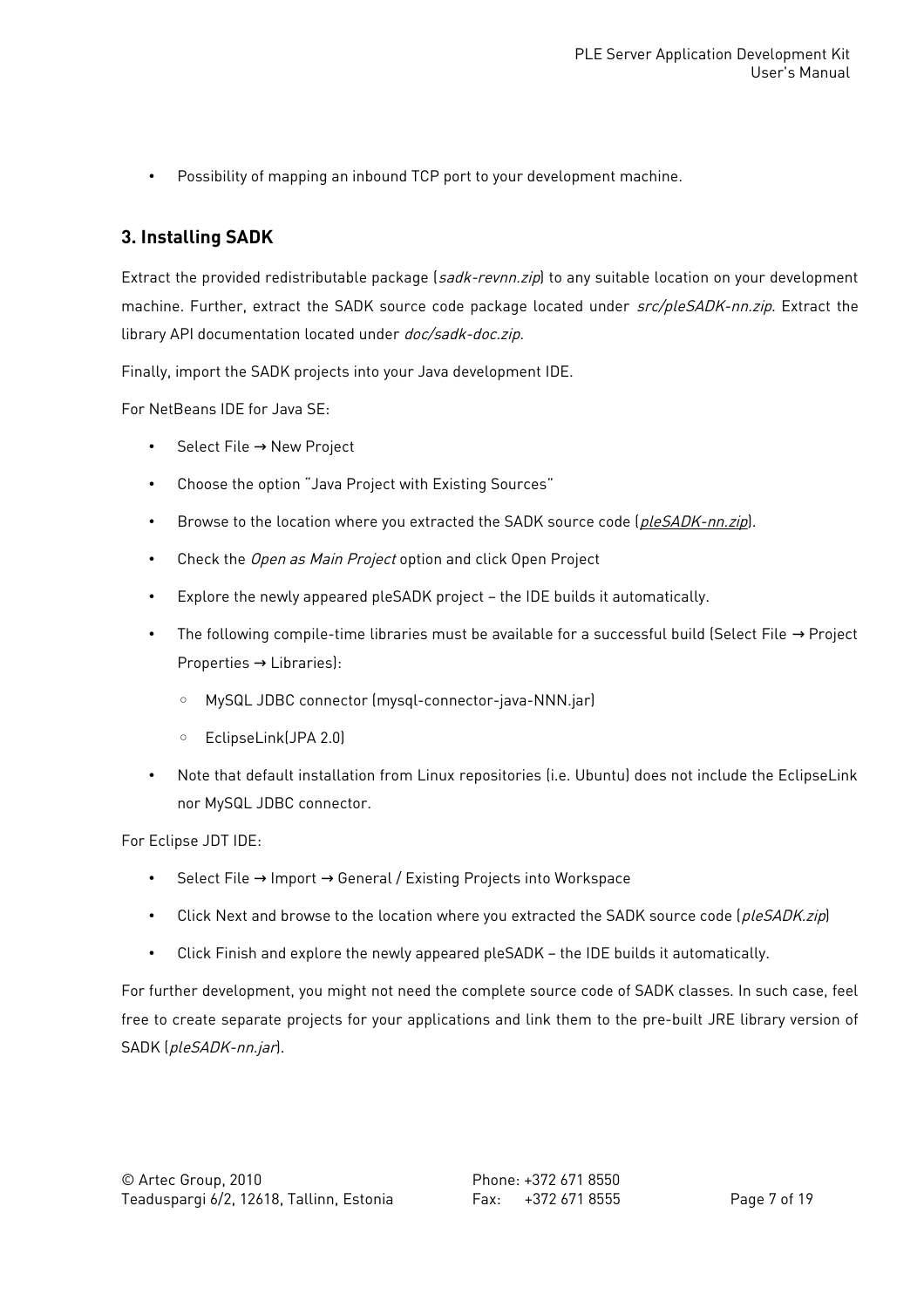- Possibility of mapping an inbound TCP port to your development machine.

## 3. Installing SADK

Extract the provided redistributable package (*sadk-revnn.zip*) to any suitable location on your development machine. Further, extract the SADK source code package located under *src/pleSADK-nn.zip.* Extract the library API documentation located under *doc/sadk-doc.zip.*

Finally, import the SADK projects into your Java development IDE.

For NetBeans IDE for Java SE:

- Select File → New Project
- Choose the option "Java Project with Existing Sources"
- Browse to the location where you extracted the SADK source code (*pleSADK-nn.zip*).
- Check the *Open as Main Project* option and click Open Project
- Explore the newly appeared pleSADK project – the IDE builds it automatically.
- The following compile-time libraries must be available for a successful build (Select File → Project Properties → Libraries):
  - MySQL JDBC connector (mysql-connector-java-NNN.jar)
  - EclipseLink(JPA 2.0)
- Note that default installation from Linux repositories (i.e. Ubuntu) does not include the EclipseLink nor MySQL JDBC connector.

For Eclipse JDT IDE:

- Select File → Import → General / Existing Projects into Workspace
- Click Next and browse to the location where you extracted the SADK source code (*pleSADK.zip*)
- Click Finish and explore the newly appeared pleSADK – the IDE builds it automatically.

For further development, you might not need the complete source code of SADK classes. In such case, feel free to create separate projects for your applications and link them to the pre-built JRE library version of SADK (*pleSADK-nn.jar*).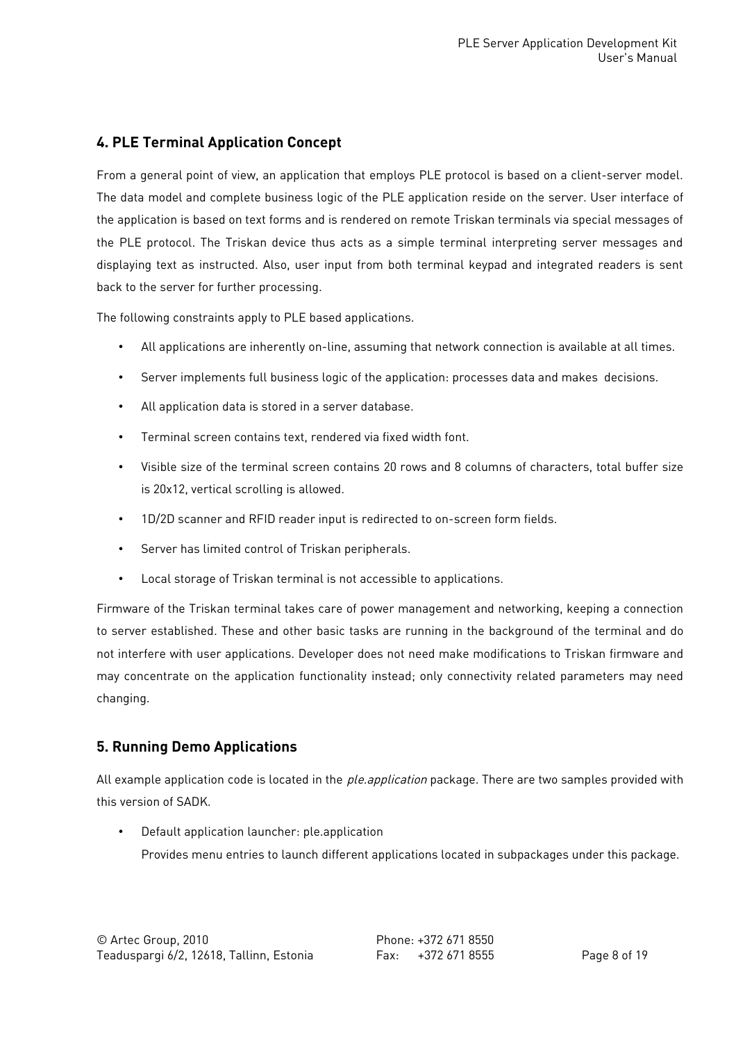## 4. PLE Terminal Application Concept

From a general point of view, an application that employs PLE protocol is based on a client-server model. The data model and complete business logic of the PLE application reside on the server. User interface of the application is based on text forms and is rendered on remote Triskan terminals via special messages of the PLE protocol. The Triskan device thus acts as a simple terminal interpreting server messages and displaying text as instructed. Also, user input from both terminal keypad and integrated readers is sent back to the server for further processing.

The following constraints apply to PLE based applications.

- All applications are inherently on-line, assuming that network connection is available at all times.
- Server implements full business logic of the application: processes data and makes  decisions.
- All application data is stored in a server database.
- Terminal screen contains text, rendered via fixed width font.
- Visible size of the terminal screen contains 20 rows and 8 columns of characters, total buffer size is 20x12, vertical scrolling is allowed.
- 1D/2D scanner and RFID reader input is redirected to on-screen form fields.
- Server has limited control of Triskan peripherals.
- Local storage of Triskan terminal is not accessible to applications.

Firmware of the Triskan terminal takes care of power management and networking, keeping a connection to server established. These and other basic tasks are running in the background of the terminal and do not interfere with user applications. Developer does not need make modifications to Triskan firmware and may concentrate on the application functionality instead; only connectivity related parameters may need changing.

## 5. Running Demo Applications

All example application code is located in the *ple.application* package. There are two samples provided with this version of SADK.

- Default application launcher: ple.application
  
  Provides menu entries to launch different applications located in subpackages under this package.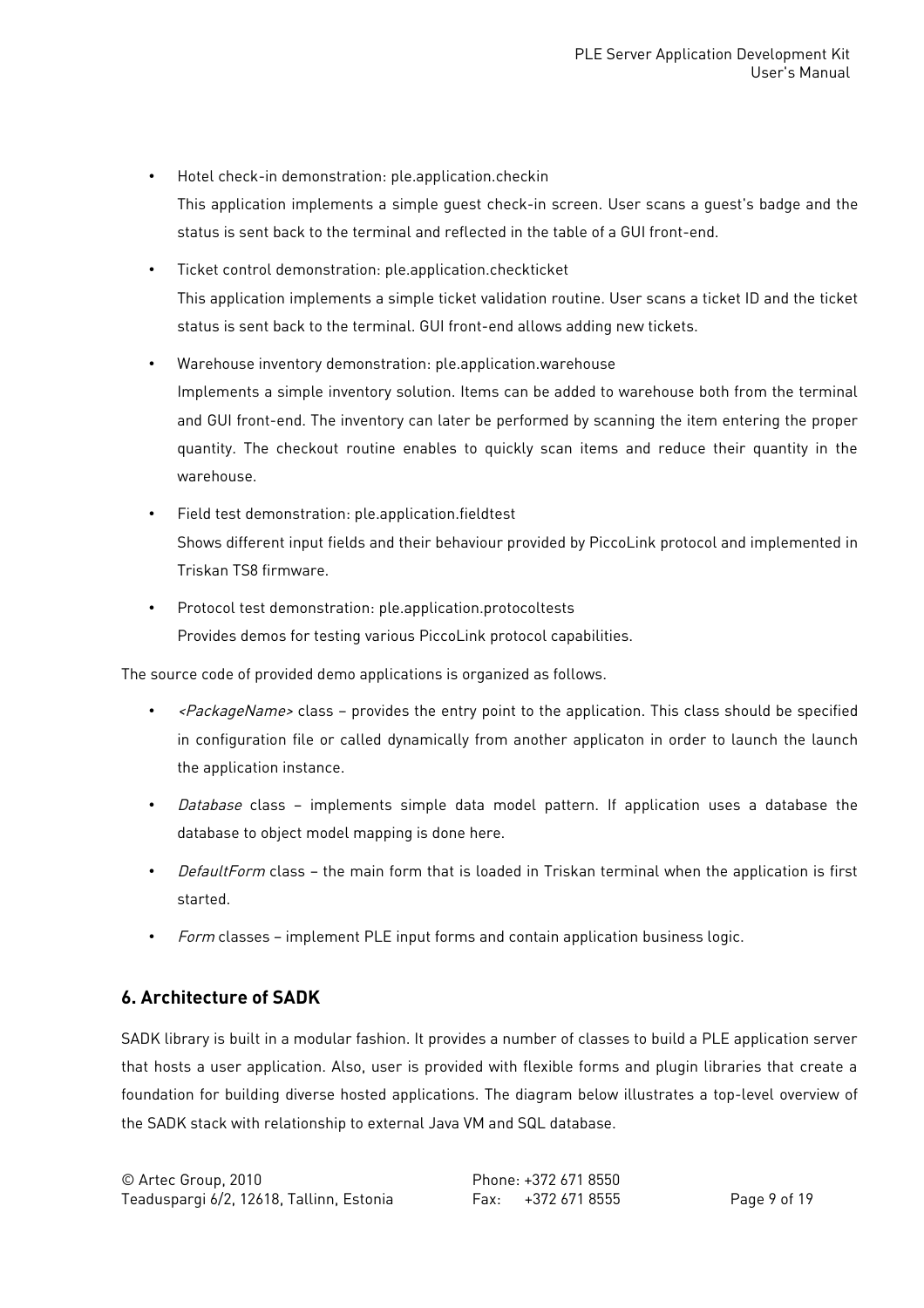- Hotel check-in demonstration: ple.application.checkin

  This application implements a simple guest check-in screen. User scans a guest's badge and the status is sent back to the terminal and reflected in the table of a GUI front-end.

- Ticket control demonstration: ple.application.checkticket

  This application implements a simple ticket validation routine. User scans a ticket ID and the ticket status is sent back to the terminal. GUI front-end allows adding new tickets.

- Warehouse inventory demonstration: ple.application.warehouse

  Implements a simple inventory solution. Items can be added to warehouse both from the terminal and GUI front-end. The inventory can later be performed by scanning the item entering the proper quantity. The checkout routine enables to quickly scan items and reduce their quantity in the warehouse.

- Field test demonstration: ple.application.fieldtest

  Shows different input fields and their behaviour provided by PiccoLink protocol and implemented in Triskan TS8 firmware.

- Protocol test demonstration: ple.application.protocoltests

  Provides demos for testing various PiccoLink protocol capabilities.

The source code of provided demo applications is organized as follows.

- *<PackageName>* class – provides the entry point to the application. This class should be specified in configuration file or called dynamically from another applicaton in order to launch the launch the application instance.
- *Database* class – implements simple data model pattern. If application uses a database the database to object model mapping is done here.
- *DefaultForm* class – the main form that is loaded in Triskan terminal when the application is first started.
- *Form* classes – implement PLE input forms and contain application business logic.

## 6. Architecture of SADK

SADK library is built in a modular fashion. It provides a number of classes to build a PLE application server that hosts a user application. Also, user is provided with flexible forms and plugin libraries that create a foundation for building diverse hosted applications. The diagram below illustrates a top-level overview of the SADK stack with relationship to external Java VM and SQL database.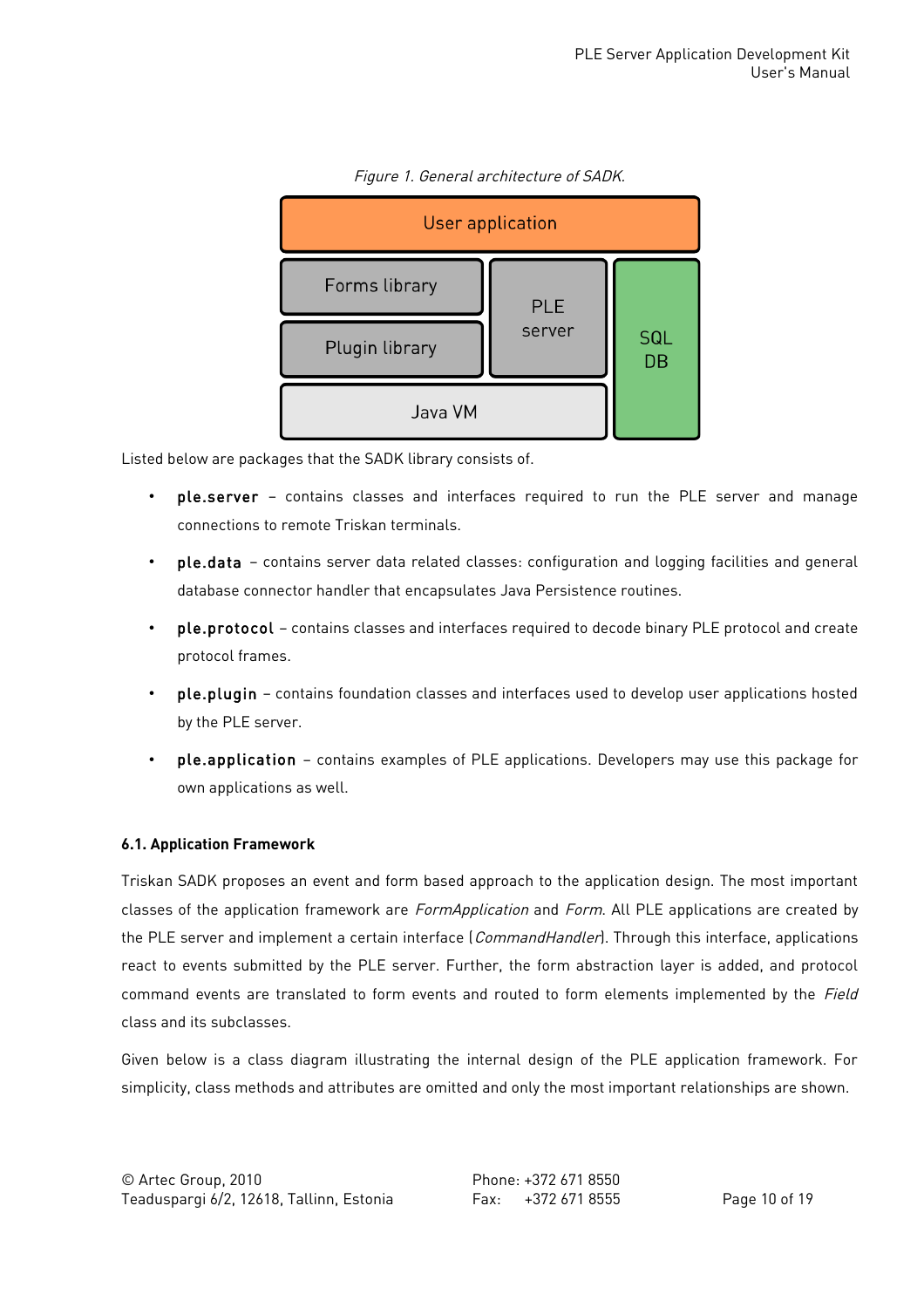*Figure 1. General architecture of SADK.*

Listed below are packages that the SADK library consists of.

- **ple.server** – contains classes and interfaces required to run the PLE server and manage connections to remote Triskan terminals.
- **ple.data** – contains server data related classes: configuration and logging facilities and general database connector handler that encapsulates Java Persistence routines.
- **ple.protocol** – contains classes and interfaces required to decode binary PLE protocol and create protocol frames.
- **ple.plugin** – contains foundation classes and interfaces used to develop user applications hosted by the PLE server.
- **ple.application** – contains examples of PLE applications. Developers may use this package for own applications as well.

### 6.1. Application Framework

Triskan SADK proposes an event and form based approach to the application design. The most important classes of the application framework are *FormApplication* and *Form*. All PLE applications are created by the PLE server and implement a certain interface (*CommandHandler*). Through this interface, applications react to events submitted by the PLE server. Further, the form abstraction layer is added, and protocol command events are translated to form events and routed to form elements implemented by the *Field* class and its subclasses.

Given below is a class diagram illustrating the internal design of the PLE application framework. For simplicity, class methods and attributes are omitted and only the most important relationships are shown.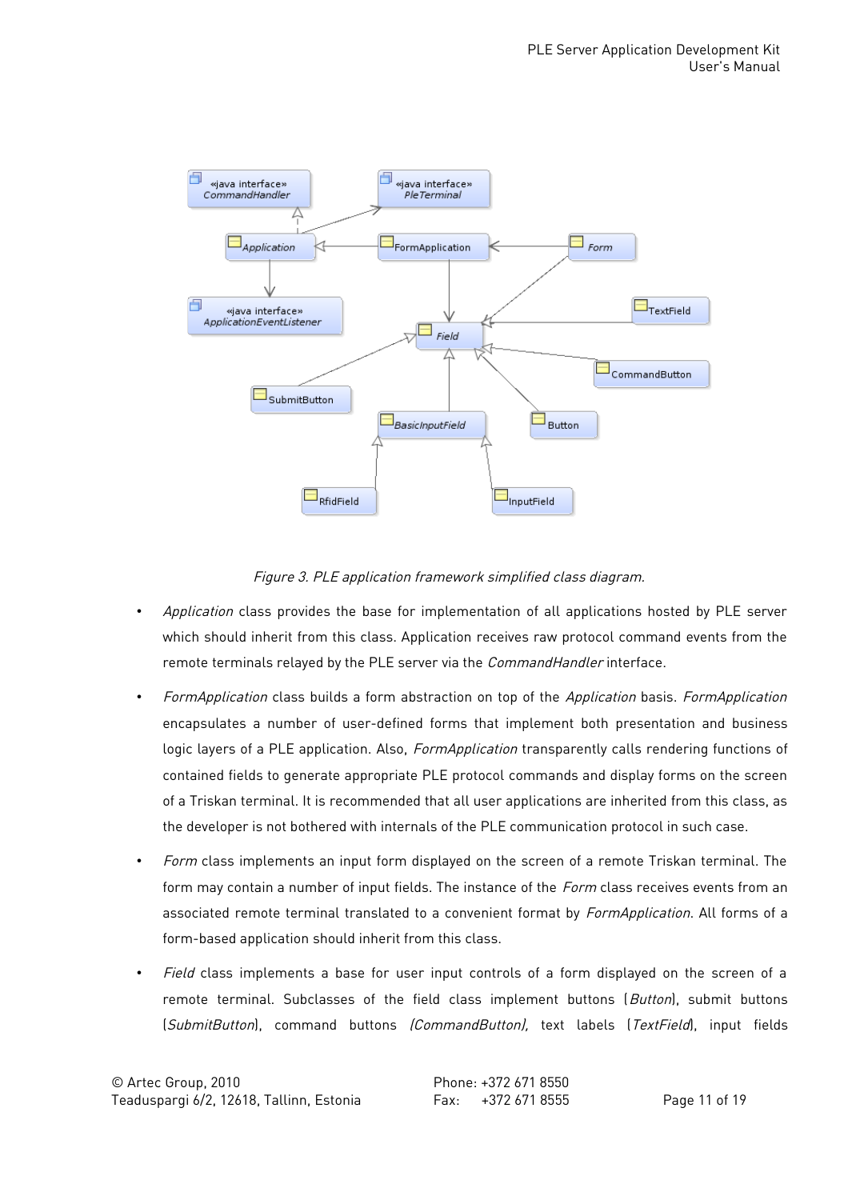*Figure 3. PLE application framework simplified class diagram.*

- *Application* class provides the base for implementation of all applications hosted by PLE server which should inherit from this class. Application receives raw protocol command events from the remote terminals relayed by the PLE server via the *CommandHandler* interface.
- *FormApplication* class builds a form abstraction on top of the *Application* basis. *FormApplication* encapsulates a number of user-defined forms that implement both presentation and business logic layers of a PLE application. Also, *FormApplication* transparently calls rendering functions of contained fields to generate appropriate PLE protocol commands and display forms on the screen of a Triskan terminal. It is recommended that all user applications are inherited from this class, as the developer is not bothered with internals of the PLE communication protocol in such case.
- *Form* class implements an input form displayed on the screen of a remote Triskan terminal. The form may contain a number of input fields. The instance of the *Form* class receives events from an associated remote terminal translated to a convenient format by *FormApplication*. All forms of a form-based application should inherit from this class.
- *Field* class implements a base for user input controls of a form displayed on the screen of a remote terminal. Subclasses of the field class implement buttons (*Button*), submit buttons (*SubmitButton*), command buttons *(CommandButton)*, text labels (*TextField*), input fields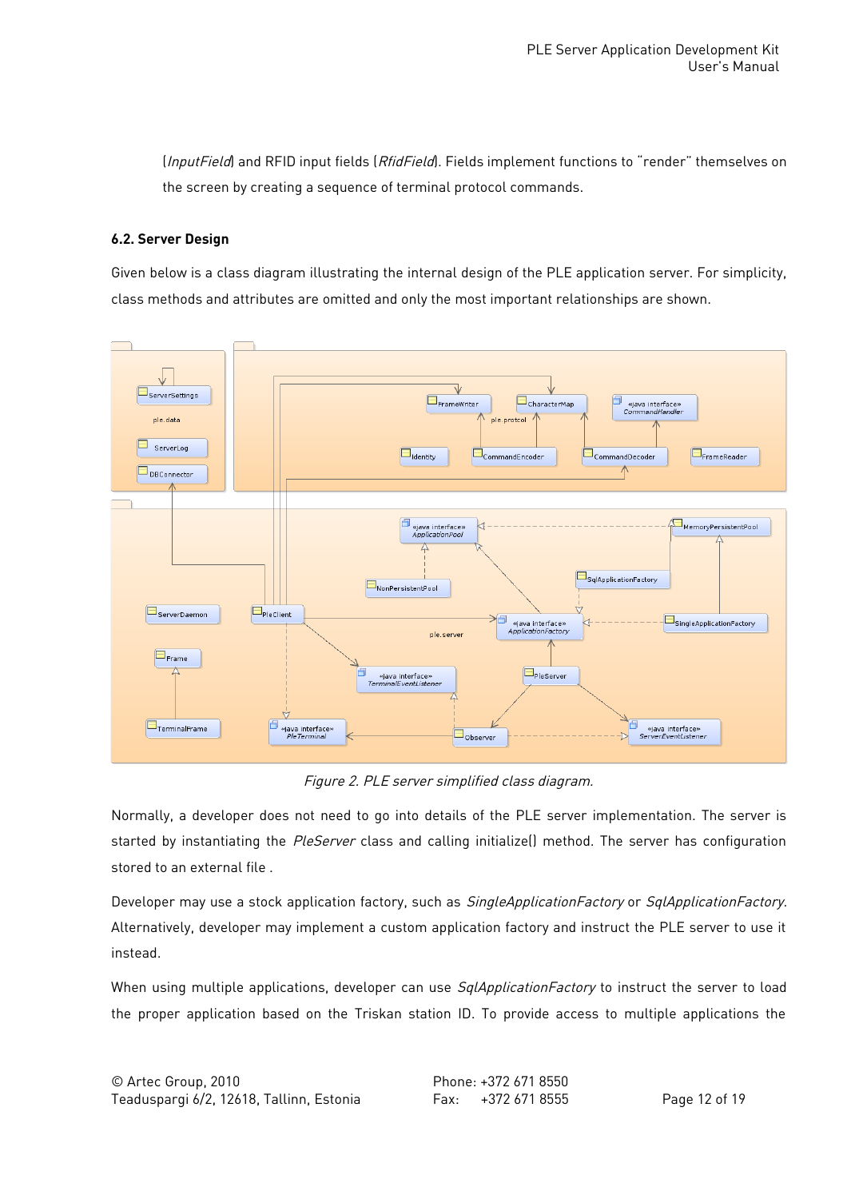(*InputField*) and RFID input fields (*RfidField*). Fields implement functions to "render" themselves on the screen by creating a sequence of terminal protocol commands.

### 6.2. Server Design

Given below is a class diagram illustrating the internal design of the PLE application server. For simplicity, class methods and attributes are omitted and only the most important relationships are shown.

*Figure 2. PLE server simplified class diagram.*

Normally, a developer does not need to go into details of the PLE server implementation. The server is started by instantiating the *PleServer* class and calling initialize() method. The server has configuration stored to an external file .

Developer may use a stock application factory, such as *SingleApplicationFactory* or *SqlApplicationFactory*. Alternatively, developer may implement a custom application factory and instruct the PLE server to use it instead.

When using multiple applications, developer can use *SqlApplicationFactory* to instruct the server to load the proper application based on the Triskan station ID. To provide access to multiple applications the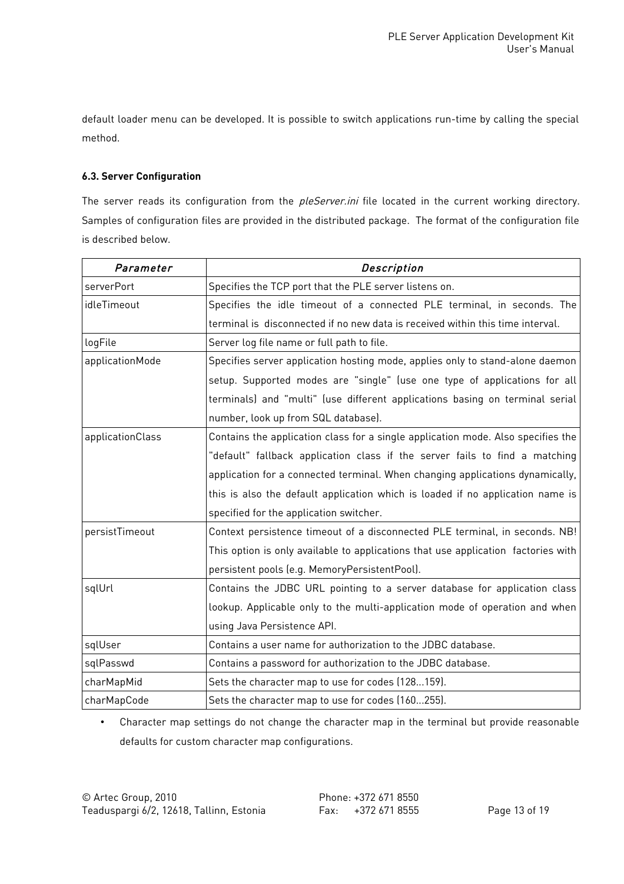default loader menu can be developed. It is possible to switch applications run-time by calling the special method.

### 6.3. Server Configuration

The server reads its configuration from the *pleServer.ini* file located in the current working directory. Samples of configuration files are provided in the distributed package. The format of the configuration file is described below.

| *Parameter* | *Description* |
|---|---|
| serverPort | Specifies the TCP port that the PLE server listens on. |
| idleTimeout | Specifies the idle timeout of a connected PLE terminal, in seconds. The terminal is disconnected if no new data is received within this time interval. |
| logFile | Server log file name or full path to file. |
| applicationMode | Specifies server application hosting mode, applies only to stand-alone daemon setup. Supported modes are "single" (use one type of applications for all terminals) and "multi" (use different applications basing on terminal serial number, look up from SQL database). |
| applicationClass | Contains the application class for a single application mode. Also specifies the "default" fallback application class if the server fails to find a matching application for a connected terminal. When changing applications dynamically, this is also the default application which is loaded if no application name is specified for the application switcher. |
| persistTimeout | Context persistence timeout of a disconnected PLE terminal, in seconds. NB! This option is only available to applications that use application factories with persistent pools (e.g. MemoryPersistentPool). |
| sqlUrl | Contains the JDBC URL pointing to a server database for application class lookup. Applicable only to the multi-application mode of operation and when using Java Persistence API. |
| sqlUser | Contains a user name for authorization to the JDBC database. |
| sqlPasswd | Contains a password for authorization to the JDBC database. |
| charMapMid | Sets the character map to use for codes (128…159). |
| charMapCode | Sets the character map to use for codes (160…255). |

- Character map settings do not change the character map in the terminal but provide reasonable defaults for custom character map configurations.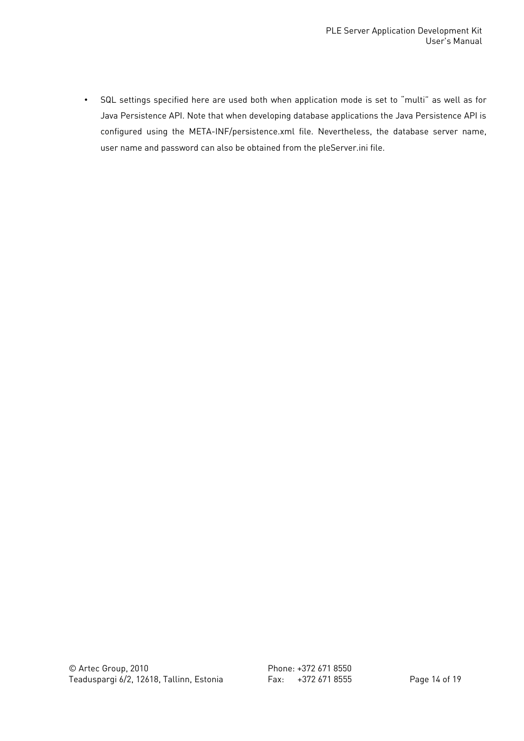- SQL settings specified here are used both when application mode is set to "multi" as well as for Java Persistence API. Note that when developing database applications the Java Persistence API is configured using the META-INF/persistence.xml file. Nevertheless, the database server name, user name and password can also be obtained from the pleServer.ini file.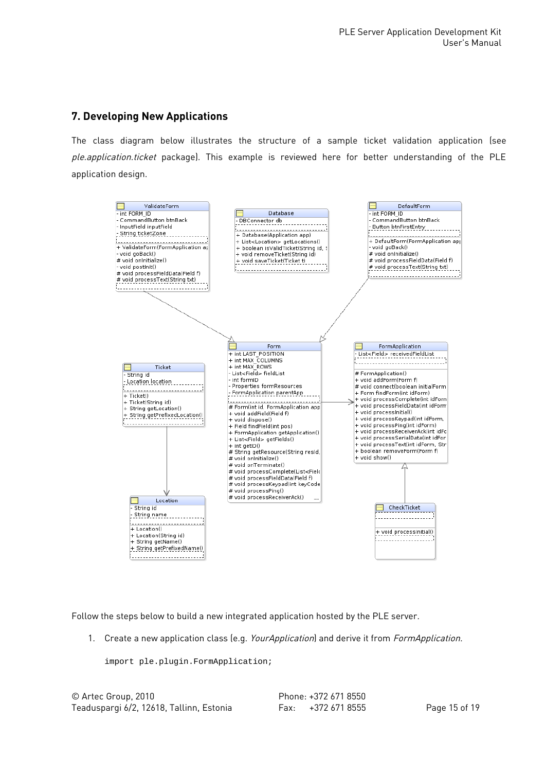## 7. Developing New Applications

The class diagram below illustrates the structure of a sample ticket validation application (see *ple.application.ticket* package). This example is reviewed here for better understanding of the PLE application design.

Follow the steps below to build a new integrated application hosted by the PLE server.

1. Create a new application class (e.g. *YourApplication*) and derive it from *FormApplication.*

```
import ple.plugin.FormApplication;
```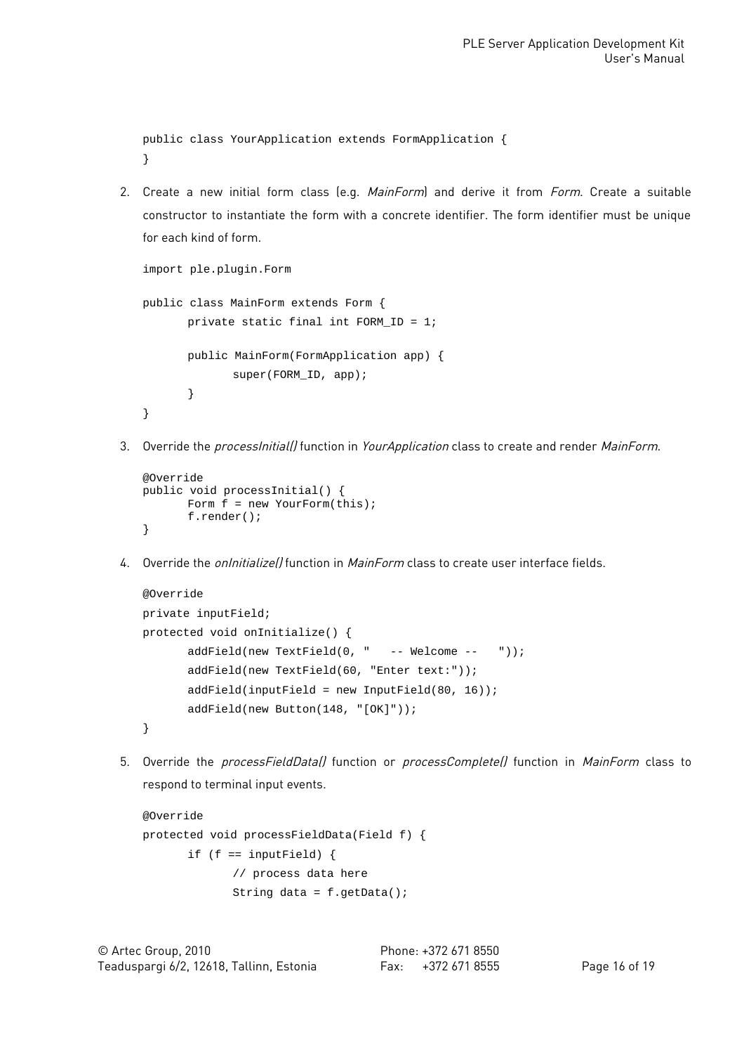```
public class YourApplication extends FormApplication {
}
```

2. Create a new initial form class (e.g. *MainForm*) and derive it from *Form*. Create a suitable constructor to instantiate the form with a concrete identifier. The form identifier must be unique for each kind of form.

```
import ple.plugin.Form

public class MainForm extends Form {
       private static final int FORM_ID = 1;

       public MainForm(FormApplication app) {
              super(FORM_ID, app);
       }
}
```

3. Override the *processInitial()* function in *YourApplication* class to create and render *MainForm*.

```
@Override
public void processInitial() {
       Form f = new YourForm(this);
       f.render();
}
```

4. Override the *onInitialize()* function in *MainForm* class to create user interface fields.

```
@Override
private inputField;
protected void onInitialize() {
       addField(new TextField(0, "   -- Welcome --   "));
       addField(new TextField(60, "Enter text:"));
       addField(inputField = new InputField(80, 16));
       addField(new Button(148, "[OK]"));
}
```

5. Override the *processFieldData()* function or *processComplete()* function in *MainForm* class to respond to terminal input events.

```
@Override
protected void processFieldData(Field f) {
       if (f == inputField) {
              // process data here
              String data = f.getData();
```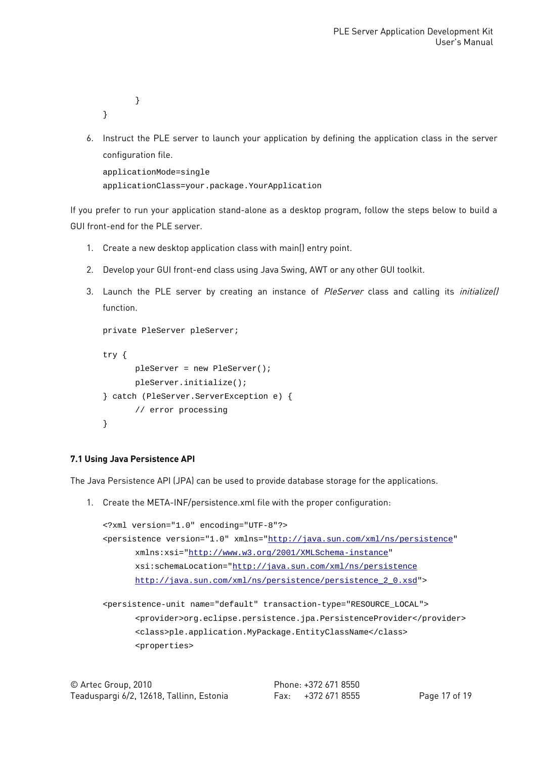```
        }
}
```

6. Instruct the PLE server to launch your application by defining the application class in the server configuration file.

```
applicationMode=single
applicationClass=your.package.YourApplication
```

If you prefer to run your application stand-alone as a desktop program, follow the steps below to build a GUI front-end for the PLE server.

1. Create a new desktop application class with main() entry point.
2. Develop your GUI front-end class using Java Swing, AWT or any other GUI toolkit.
3. Launch the PLE server by creating an instance of *PleServer* class and calling its *initialize()* function.

```
private PleServer pleServer;

try {
        pleServer = new PleServer();
        pleServer.initialize();
} catch (PleServer.ServerException e) {
        // error processing
}
```

**7.1 Using Java Persistence API**

The Java Persistence API (JPA) can be used to provide database storage for the applications.

1. Create the META-INF/persistence.xml file with the proper configuration:

```
<?xml version="1.0" encoding="UTF-8"?>
<persistence version="1.0" xmlns="http://java.sun.com/xml/ns/persistence"
        xmlns:xsi="http://www.w3.org/2001/XMLSchema-instance"
        xsi:schemaLocation="http://java.sun.com/xml/ns/persistence
        http://java.sun.com/xml/ns/persistence/persistence_2_0.xsd">

<persistence-unit name="default" transaction-type="RESOURCE_LOCAL">
        <provider>org.eclipse.persistence.jpa.PersistenceProvider</provider>
        <class>ple.application.MyPackage.EntityClassName</class>
        <properties>
```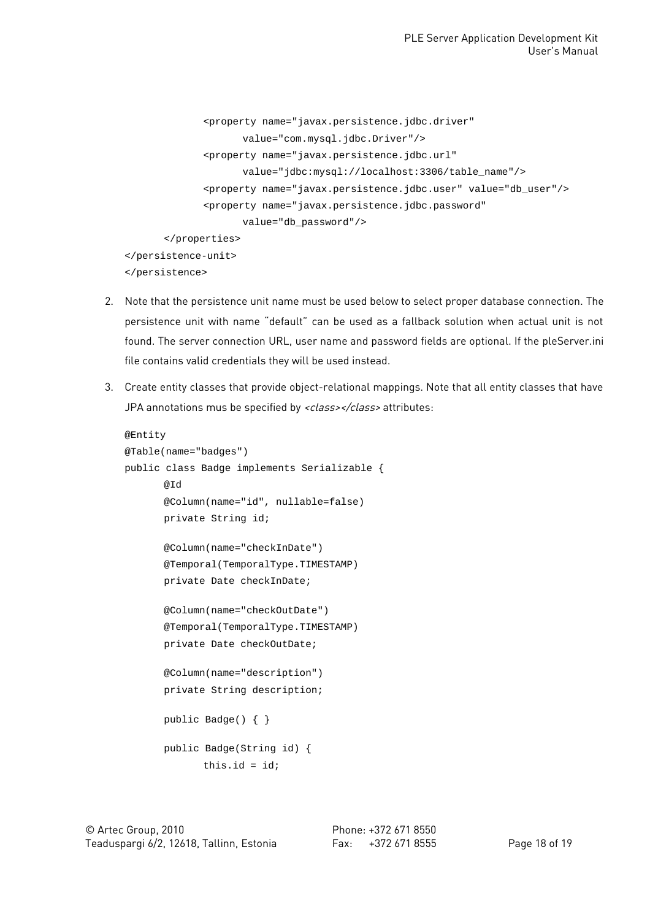```
            <property name="javax.persistence.jdbc.driver"
                  value="com.mysql.jdbc.Driver"/>
            <property name="javax.persistence.jdbc.url"
                  value="jdbc:mysql://localhost:3306/table_name"/>
            <property name="javax.persistence.jdbc.user" value="db_user"/>
            <property name="javax.persistence.jdbc.password"
                  value="db_password"/>
      </properties>
</persistence-unit>
</persistence>
```

2. Note that the persistence unit name must be used below to select proper database connection. The persistence unit with name "default" can be used as a fallback solution when actual unit is not found. The server connection URL, user name and password fields are optional. If the pleServer.ini file contains valid credentials they will be used instead.

3. Create entity classes that provide object-relational mappings. Note that all entity classes that have JPA annotations mus be specified by *<class></class>* attributes:

```
@Entity
@Table(name="badges")
public class Badge implements Serializable {
      @Id
      @Column(name="id", nullable=false)
      private String id;

      @Column(name="checkInDate")
      @Temporal(TemporalType.TIMESTAMP)
      private Date checkInDate;

      @Column(name="checkOutDate")
      @Temporal(TemporalType.TIMESTAMP)
      private Date checkOutDate;

      @Column(name="description")
      private String description;

      public Badge() { }

      public Badge(String id) {
            this.id = id;
```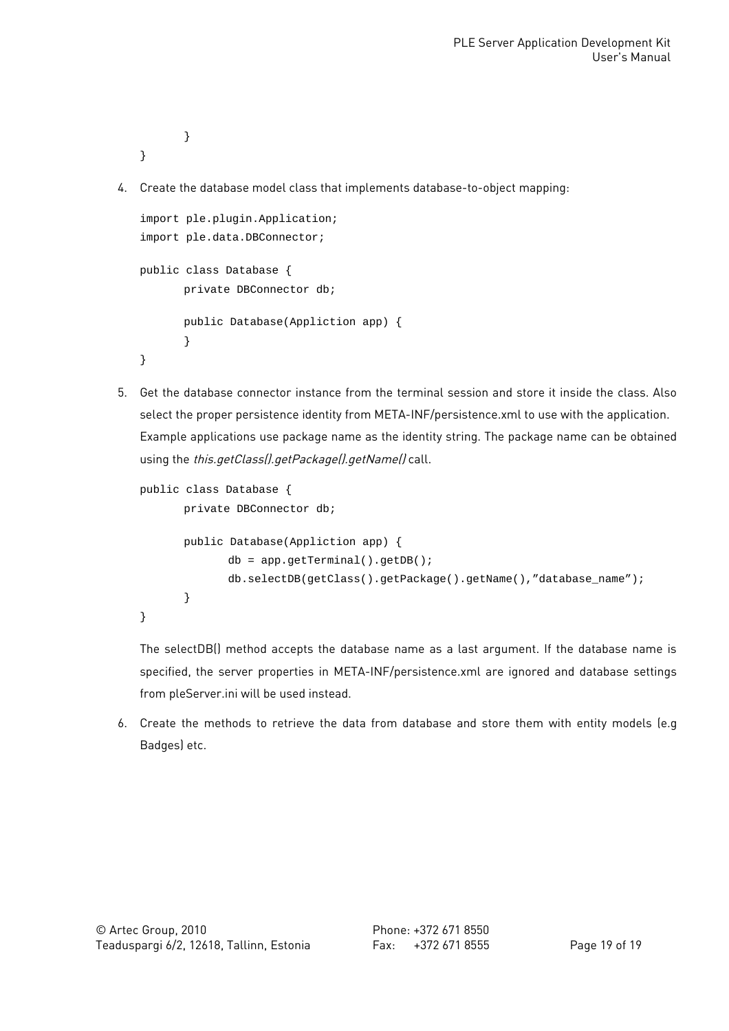```
        }
}
```

4. Create the database model class that implements database-to-object mapping:

```
import ple.plugin.Application;
import ple.data.DBConnector;

public class Database {
        private DBConnector db;

        public Database(Appliction app) {
        }
}
```

5. Get the database connector instance from the terminal session and store it inside the class. Also select the proper persistence identity from META-INF/persistence.xml to use with the application. Example applications use package name as the identity string. The package name can be obtained using the *this.getClass().getPackage().getName()* call.

```
public class Database {
        private DBConnector db;

        public Database(Appliction app) {
                db = app.getTerminal().getDB();
                db.selectDB(getClass().getPackage().getName(),"database_name");
        }
}
```

The selectDB() method accepts the database name as a last argument. If the database name is specified, the server properties in META-INF/persistence.xml are ignored and database settings from pleServer.ini will be used instead.

6. Create the methods to retrieve the data from database and store them with entity models (e.g Badges) etc.